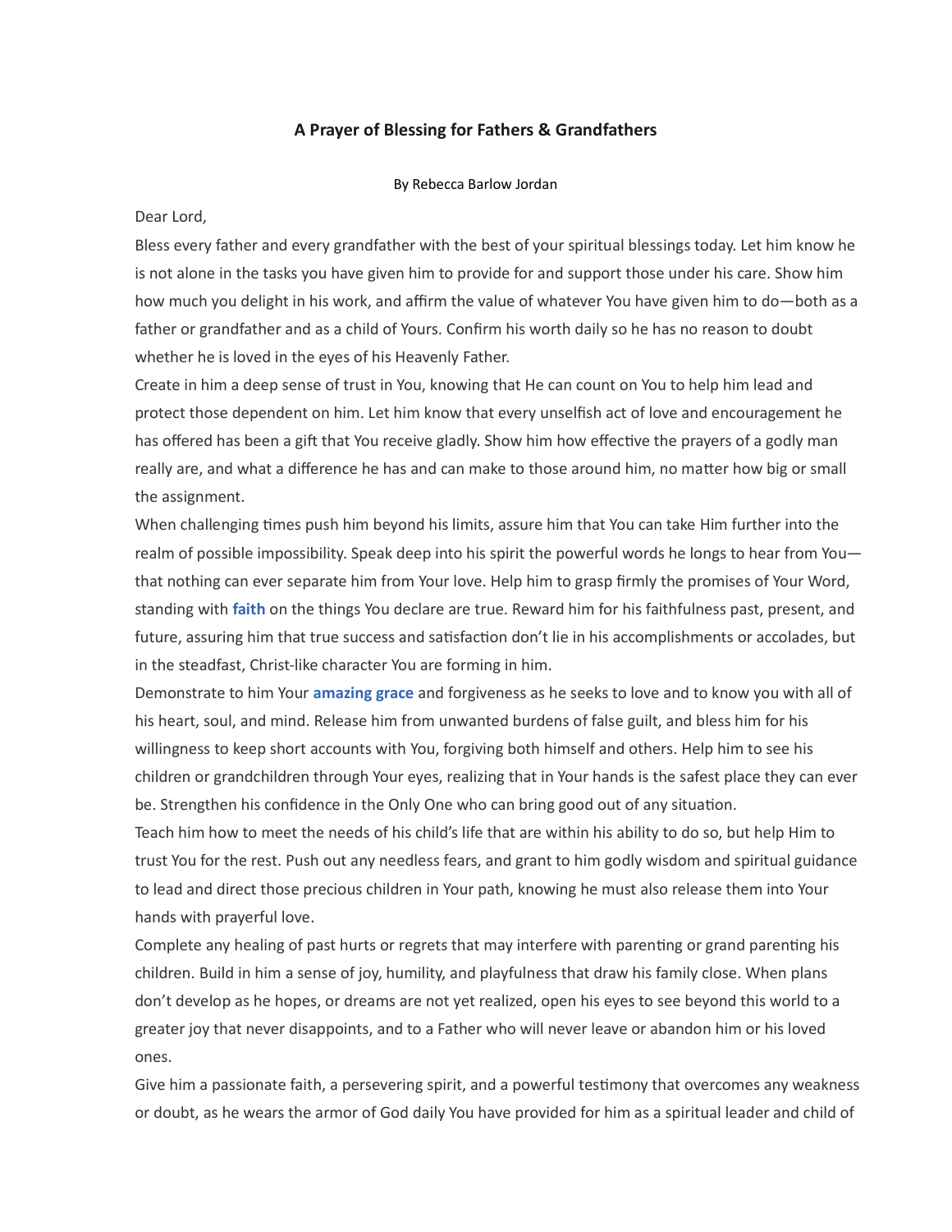# A Prayer of Blessing for Fathers & Grandfathers

By Rebecca Barlow Jordan

Dear Lord,

Bless every father and every grandfather with the best of your spiritual blessings today. Let him know he is not alone in the tasks you have given him to provide for and support those under his care. Show him how much you delight in his work, and affirm the value of whatever You have given him to do—both as a father or grandfather and as a child of Yours. Confirm his worth daily so he has no reason to doubt whether he is loved in the eyes of his Heavenly Father.

Create in him a deep sense of trust in You, knowing that He can count on You to help him lead and protect those dependent on him. Let him know that every unselfish act of love and encouragement he has offered has been a gift that You receive gladly. Show him how effective the prayers of a godly man really are, and what a difference he has and can make to those around him, no matter how big or small the assignment.

When challenging times push him beyond his limits, assure him that You can take Him further into the realm of possible impossibility. Speak deep into his spirit the powerful words he longs to hear from You—that nothing can ever separate him from Your love. Help him to grasp firmly the promises of Your Word, standing with **faith** on the things You declare are true. Reward him for his faithfulness past, present, and future, assuring him that true success and satisfaction don't lie in his accomplishments or accolades, but in the steadfast, Christ-like character You are forming in him.

Demonstrate to him Your **amazing grace** and forgiveness as he seeks to love and to know you with all of his heart, soul, and mind. Release him from unwanted burdens of false guilt, and bless him for his willingness to keep short accounts with You, forgiving both himself and others. Help him to see his children or grandchildren through Your eyes, realizing that in Your hands is the safest place they can ever be. Strengthen his confidence in the Only One who can bring good out of any situation.

Teach him how to meet the needs of his child's life that are within his ability to do so, but help Him to trust You for the rest. Push out any needless fears, and grant to him godly wisdom and spiritual guidance to lead and direct those precious children in Your path, knowing he must also release them into Your hands with prayerful love.

Complete any healing of past hurts or regrets that may interfere with parenting or grand parenting his children. Build in him a sense of joy, humility, and playfulness that draw his family close. When plans don't develop as he hopes, or dreams are not yet realized, open his eyes to see beyond this world to a greater joy that never disappoints, and to a Father who will never leave or abandon him or his loved ones.

Give him a passionate faith, a persevering spirit, and a powerful testimony that overcomes any weakness or doubt, as he wears the armor of God daily You have provided for him as a spiritual leader and child of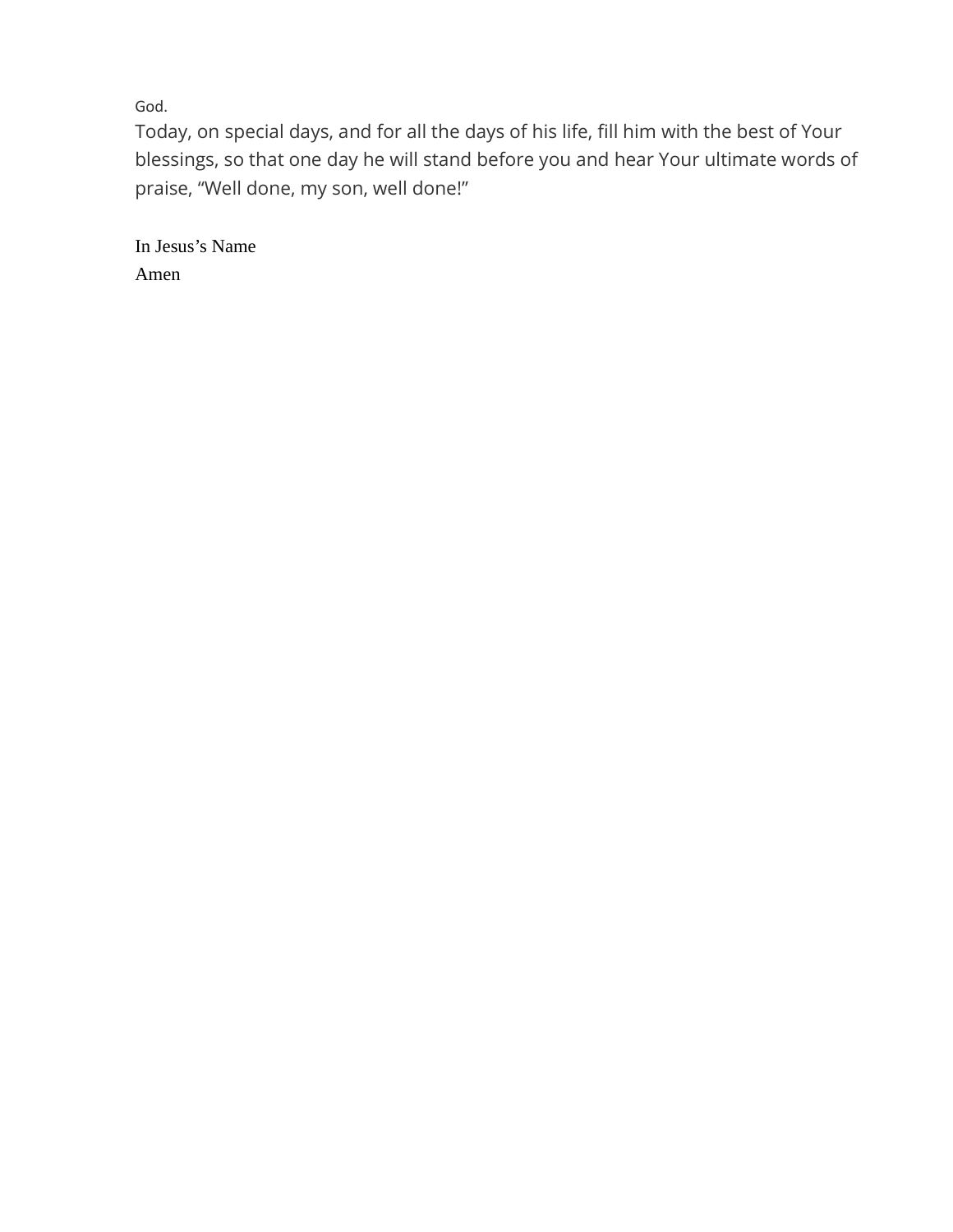God.

Today, on special days, and for all the days of his life, fill him with the best of Your blessings, so that one day he will stand before you and hear Your ultimate words of praise, “Well done, my son, well done!”

In Jesus’s Name
Amen